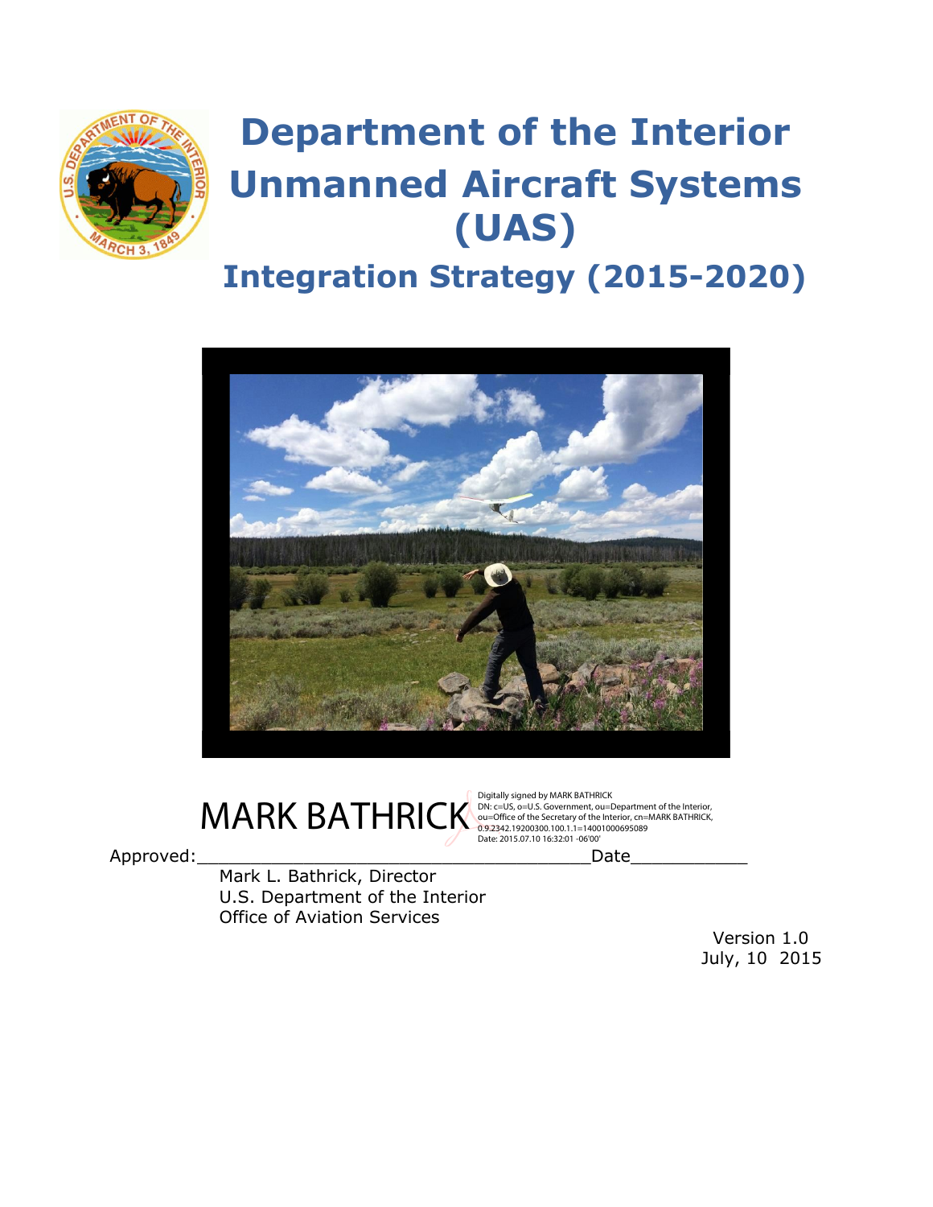# Department of the Interior Unmanned Aircraft Systems (UAS)

## Integration Strategy (2015-2020)

MARK BATHRICK

Digitally signed by MARK BATHRICK
DN: c=US, o=U.S. Government, ou=Department of the Interior, ou=Office of the Secretary of the Interior, cn=MARK BATHRICK, 0.9.2342.19200300.100.1.1=14001000695089
Date: 2015.07.10 16:32:01 -06'00'

Approved:_____________________________________Date___________

Mark L. Bathrick, Director
U.S. Department of the Interior
Office of Aviation Services

Version 1.0
July, 10 2015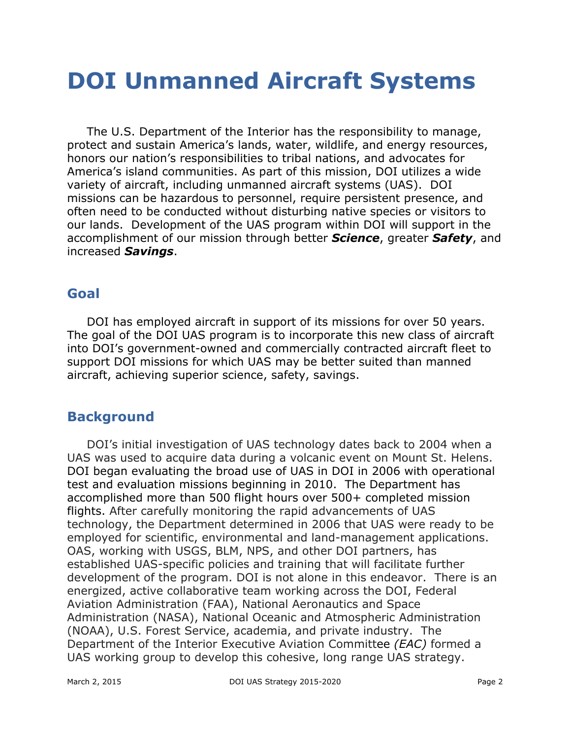# DOI Unmanned Aircraft Systems

The U.S. Department of the Interior has the responsibility to manage, protect and sustain America's lands, water, wildlife, and energy resources, honors our nation's responsibilities to tribal nations, and advocates for America's island communities. As part of this mission, DOI utilizes a wide variety of aircraft, including unmanned aircraft systems (UAS). DOI missions can be hazardous to personnel, require persistent presence, and often need to be conducted without disturbing native species or visitors to our lands. Development of the UAS program within DOI will support in the accomplishment of our mission through better ***Science***, greater ***Safety***, and increased ***Savings***.

## Goal

DOI has employed aircraft in support of its missions for over 50 years. The goal of the DOI UAS program is to incorporate this new class of aircraft into DOI's government-owned and commercially contracted aircraft fleet to support DOI missions for which UAS may be better suited than manned aircraft, achieving superior science, safety, savings.

## Background

DOI's initial investigation of UAS technology dates back to 2004 when a UAS was used to acquire data during a volcanic event on Mount St. Helens. DOI began evaluating the broad use of UAS in DOI in 2006 with operational test and evaluation missions beginning in 2010. The Department has accomplished more than 500 flight hours over 500+ completed mission flights. After carefully monitoring the rapid advancements of UAS technology, the Department determined in 2006 that UAS were ready to be employed for scientific, environmental and land-management applications. OAS, working with USGS, BLM, NPS, and other DOI partners, has established UAS-specific policies and training that will facilitate further development of the program. DOI is not alone in this endeavor. There is an energized, active collaborative team working across the DOI, Federal Aviation Administration (FAA), National Aeronautics and Space Administration (NASA), National Oceanic and Atmospheric Administration (NOAA), U.S. Forest Service, academia, and private industry. The Department of the Interior Executive Aviation Committee *(EAC)* formed a UAS working group to develop this cohesive, long range UAS strategy.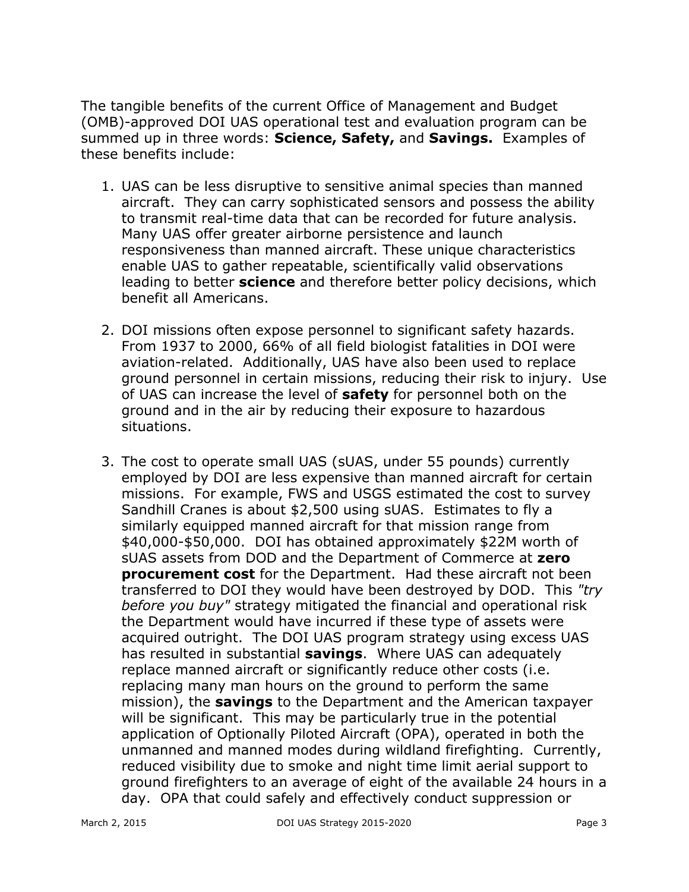The tangible benefits of the current Office of Management and Budget (OMB)-approved DOI UAS operational test and evaluation program can be summed up in three words: **Science, Safety,** and **Savings.** Examples of these benefits include:

1. UAS can be less disruptive to sensitive animal species than manned aircraft. They can carry sophisticated sensors and possess the ability to transmit real-time data that can be recorded for future analysis. Many UAS offer greater airborne persistence and launch responsiveness than manned aircraft. These unique characteristics enable UAS to gather repeatable, scientifically valid observations leading to better **science** and therefore better policy decisions, which benefit all Americans.

2. DOI missions often expose personnel to significant safety hazards. From 1937 to 2000, 66% of all field biologist fatalities in DOI were aviation-related. Additionally, UAS have also been used to replace ground personnel in certain missions, reducing their risk to injury. Use of UAS can increase the level of **safety** for personnel both on the ground and in the air by reducing their exposure to hazardous situations.

3. The cost to operate small UAS (sUAS, under 55 pounds) currently employed by DOI are less expensive than manned aircraft for certain missions. For example, FWS and USGS estimated the cost to survey Sandhill Cranes is about $2,500 using sUAS. Estimates to fly a similarly equipped manned aircraft for that mission range from $40,000-$50,000. DOI has obtained approximately $22M worth of sUAS assets from DOD and the Department of Commerce at **zero procurement cost** for the Department. Had these aircraft not been transferred to DOI they would have been destroyed by DOD. This *"try before you buy"* strategy mitigated the financial and operational risk the Department would have incurred if these type of assets were acquired outright. The DOI UAS program strategy using excess UAS has resulted in substantial **savings**. Where UAS can adequately replace manned aircraft or significantly reduce other costs (i.e. replacing many man hours on the ground to perform the same mission), the **savings** to the Department and the American taxpayer will be significant. This may be particularly true in the potential application of Optionally Piloted Aircraft (OPA), operated in both the unmanned and manned modes during wildland firefighting. Currently, reduced visibility due to smoke and night time limit aerial support to ground firefighters to an average of eight of the available 24 hours in a day. OPA that could safely and effectively conduct suppression or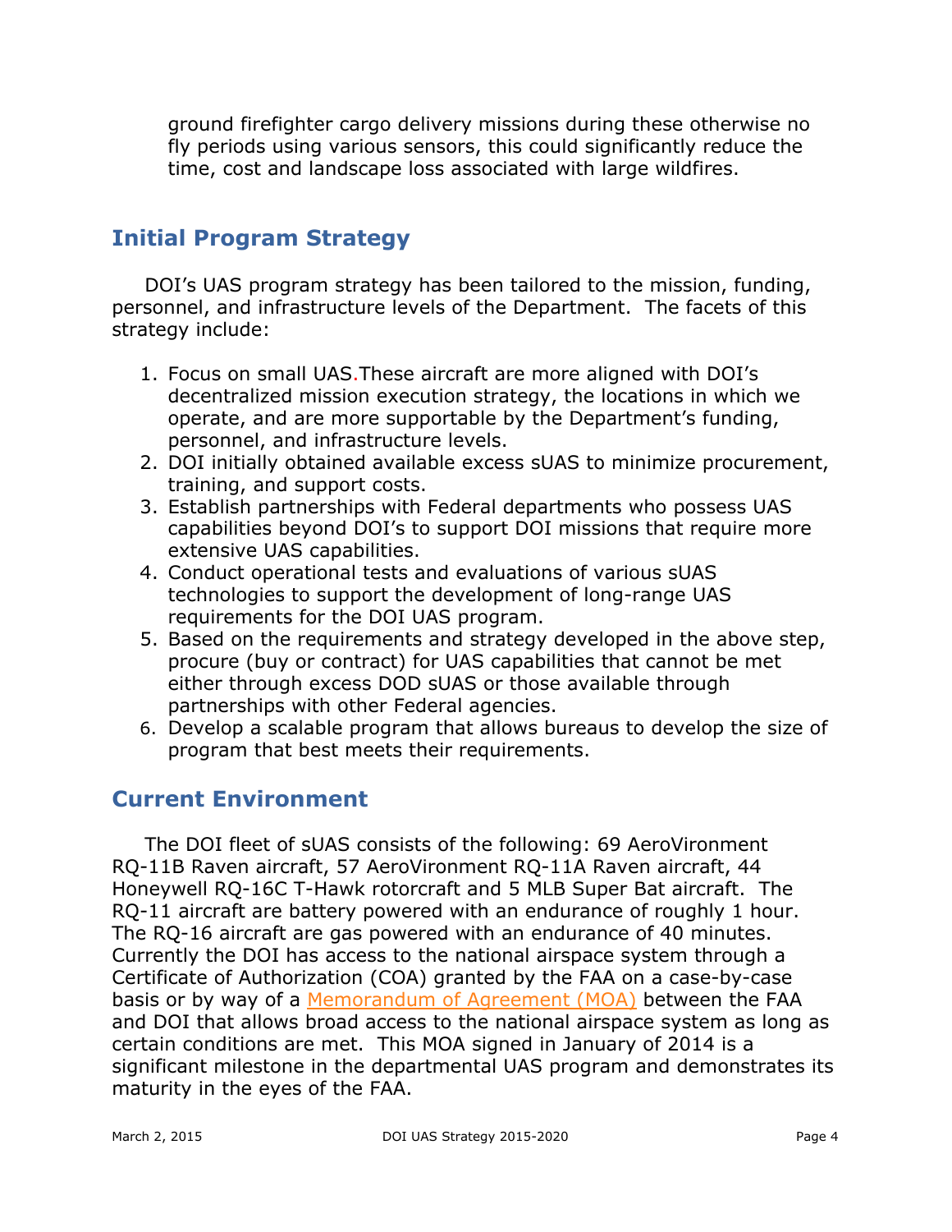ground firefighter cargo delivery missions during these otherwise no fly periods using various sensors, this could significantly reduce the time, cost and landscape loss associated with large wildfires.

## Initial Program Strategy

DOI's UAS program strategy has been tailored to the mission, funding, personnel, and infrastructure levels of the Department. The facets of this strategy include:

1. Focus on small UAS. These aircraft are more aligned with DOI's decentralized mission execution strategy, the locations in which we operate, and are more supportable by the Department's funding, personnel, and infrastructure levels.
2. DOI initially obtained available excess sUAS to minimize procurement, training, and support costs.
3. Establish partnerships with Federal departments who possess UAS capabilities beyond DOI's to support DOI missions that require more extensive UAS capabilities.
4. Conduct operational tests and evaluations of various sUAS technologies to support the development of long-range UAS requirements for the DOI UAS program.
5. Based on the requirements and strategy developed in the above step, procure (buy or contract) for UAS capabilities that cannot be met either through excess DOD sUAS or those available through partnerships with other Federal agencies.
6. Develop a scalable program that allows bureaus to develop the size of program that best meets their requirements.

## Current Environment

The DOI fleet of sUAS consists of the following: 69 AeroVironment RQ-11B Raven aircraft, 57 AeroVironment RQ-11A Raven aircraft, 44 Honeywell RQ-16C T-Hawk rotorcraft and 5 MLB Super Bat aircraft. The RQ-11 aircraft are battery powered with an endurance of roughly 1 hour. The RQ-16 aircraft are gas powered with an endurance of 40 minutes. Currently the DOI has access to the national airspace system through a Certificate of Authorization (COA) granted by the FAA on a case-by-case basis or by way of a Memorandum of Agreement (MOA) between the FAA and DOI that allows broad access to the national airspace system as long as certain conditions are met. This MOA signed in January of 2014 is a significant milestone in the departmental UAS program and demonstrates its maturity in the eyes of the FAA.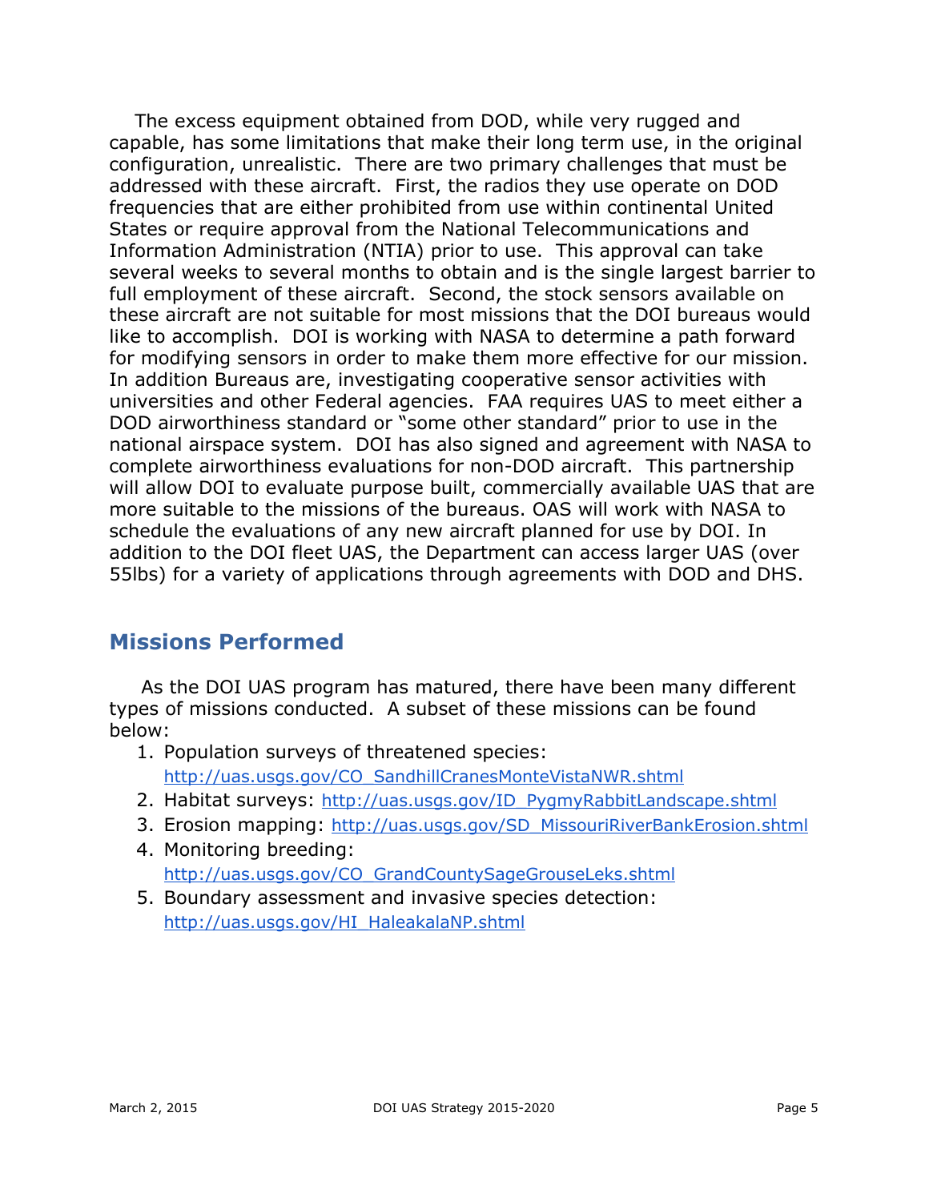The excess equipment obtained from DOD, while very rugged and capable, has some limitations that make their long term use, in the original configuration, unrealistic. There are two primary challenges that must be addressed with these aircraft. First, the radios they use operate on DOD frequencies that are either prohibited from use within continental United States or require approval from the National Telecommunications and Information Administration (NTIA) prior to use. This approval can take several weeks to several months to obtain and is the single largest barrier to full employment of these aircraft. Second, the stock sensors available on these aircraft are not suitable for most missions that the DOI bureaus would like to accomplish. DOI is working with NASA to determine a path forward for modifying sensors in order to make them more effective for our mission. In addition Bureaus are, investigating cooperative sensor activities with universities and other Federal agencies. FAA requires UAS to meet either a DOD airworthiness standard or "some other standard" prior to use in the national airspace system. DOI has also signed and agreement with NASA to complete airworthiness evaluations for non-DOD aircraft. This partnership will allow DOI to evaluate purpose built, commercially available UAS that are more suitable to the missions of the bureaus. OAS will work with NASA to schedule the evaluations of any new aircraft planned for use by DOI. In addition to the DOI fleet UAS, the Department can access larger UAS (over 55lbs) for a variety of applications through agreements with DOD and DHS.

## Missions Performed

As the DOI UAS program has matured, there have been many different types of missions conducted. A subset of these missions can be found below:

1. Population surveys of threatened species: http://uas.usgs.gov/CO_SandhillCranesMonteVistaNWR.shtml
2. Habitat surveys: http://uas.usgs.gov/ID_PygmyRabbitLandscape.shtml
3. Erosion mapping: http://uas.usgs.gov/SD_MissouriRiverBankErosion.shtml
4. Monitoring breeding: http://uas.usgs.gov/CO_GrandCountySageGrouseLeks.shtml
5. Boundary assessment and invasive species detection: http://uas.usgs.gov/HI_HaleakalaNP.shtml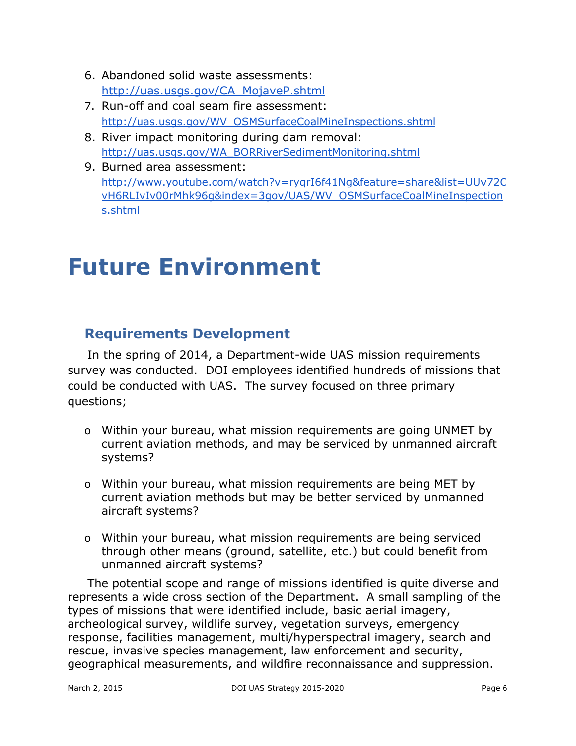6. Abandoned solid waste assessments: http://uas.usgs.gov/CA_MojaveP.shtml
7. Run-off and coal seam fire assessment: http://uas.usgs.gov/WV_OSMSurfaceCoalMineInspections.shtml
8. River impact monitoring during dam removal: http://uas.usgs.gov/WA_BORRiverSedimentMonitoring.shtml
9. Burned area assessment: http://www.youtube.com/watch?v=ryqrI6f41Ng&feature=share&list=UUv72CvH6RLIvIv00rMhk96g&index=3gov/UAS/WV_OSMSurfaceCoalMineInspections.shtml

# Future Environment

## Requirements Development

In the spring of 2014, a Department-wide UAS mission requirements survey was conducted. DOI employees identified hundreds of missions that could be conducted with UAS. The survey focused on three primary questions;

- Within your bureau, what mission requirements are going UNMET by current aviation methods, and may be serviced by unmanned aircraft systems?
- Within your bureau, what mission requirements are being MET by current aviation methods but may be better serviced by unmanned aircraft systems?
- Within your bureau, what mission requirements are being serviced through other means (ground, satellite, etc.) but could benefit from unmanned aircraft systems?

The potential scope and range of missions identified is quite diverse and represents a wide cross section of the Department. A small sampling of the types of missions that were identified include, basic aerial imagery, archeological survey, wildlife survey, vegetation surveys, emergency response, facilities management, multi/hyperspectral imagery, search and rescue, invasive species management, law enforcement and security, geographical measurements, and wildfire reconnaissance and suppression.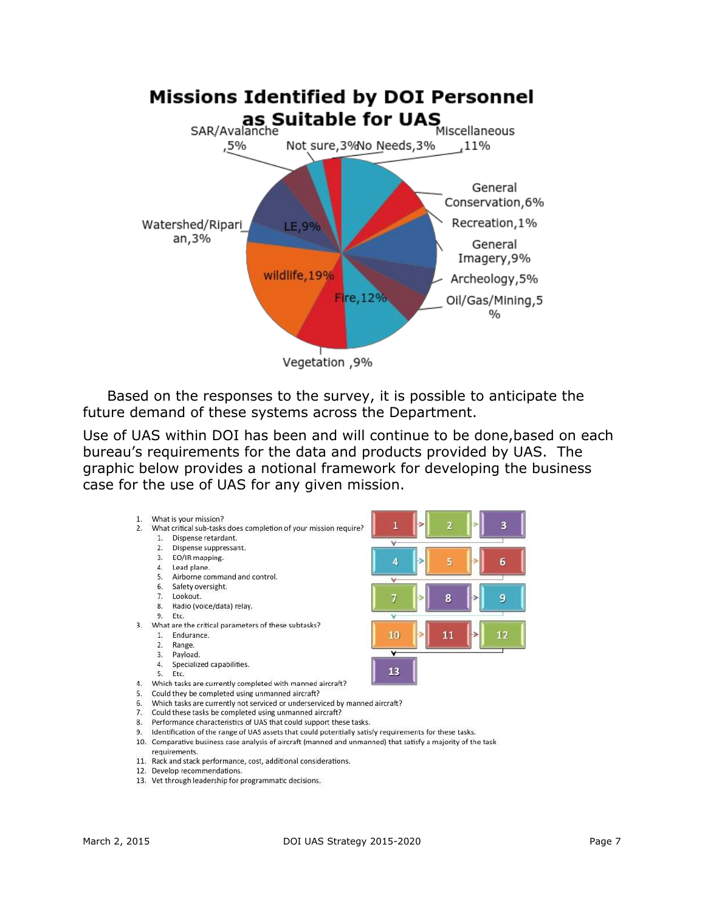**Missions Identified by DOI Personnel as Suitable for UAS**

- SAR/Avalanche, 5%
- Not sure, 3%
- No Needs, 3%
- Miscellaneous, 11%
- General Conservation, 6%
- Recreation, 1%
- General Imagery, 9%
- Archeology, 5%
- Oil/Gas/Mining, 5%
- Fire, 12%
- Vegetation, 9%
- wildlife, 19%
- Watershed/Riparian, 3%
- LE, 9%

Based on the responses to the survey, it is possible to anticipate the future demand of these systems across the Department.

Use of UAS within DOI has been and will continue to be done,based on each bureau's requirements for the data and products provided by UAS. The graphic below provides a notional framework for developing the business case for the use of UAS for any given mission.

1. What is your mission?
2. What critical sub-tasks does completion of your mission require?
   1. Dispense retardant.
   2. Dispense suppressant.
   3. EO/IR mapping.
   4. Lead plane.
   5. Airborne command and control.
   6. Safety oversight.
   7. Lookout.
   8. Radio (voice/data) relay.
   9. Etc.
3. What are the critical parameters of these subtasks?
   1. Endurance.
   2. Range.
   3. Payload.
   4. Specialized capabilities.
   5. Etc.
4. Which tasks are currently completed with manned aircraft?
5. Could they be completed using unmanned aircraft?
6. Which tasks are currently not serviced or underserviced by manned aircraft?
7. Could these tasks be completed using unmanned aircraft?
8. Performance characteristics of UAS that could support these tasks.
9. Identification of the range of UAS assets that could potentially satisfy requirements for these tasks.
10. Comparative business case analysis of aircraft (manned and unmanned) that satisfy a majority of the task requirements.
11. Rack and stack performance, cost, additional considerations.
12. Develop recommendations.
13. Vet through leadership for programmatic decisions.

1 → 2 → 3 → 4 → 5 → 6 → 7 → 8 → 9 → 10 → 11 → 12 → 13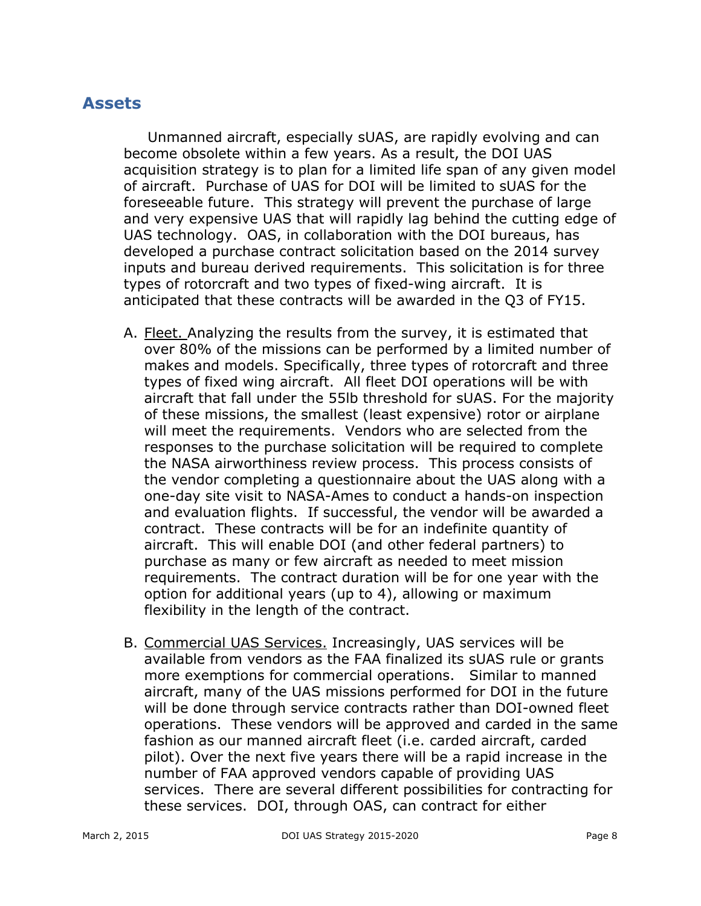## Assets

Unmanned aircraft, especially sUAS, are rapidly evolving and can become obsolete within a few years. As a result, the DOI UAS acquisition strategy is to plan for a limited life span of any given model of aircraft. Purchase of UAS for DOI will be limited to sUAS for the foreseeable future. This strategy will prevent the purchase of large and very expensive UAS that will rapidly lag behind the cutting edge of UAS technology. OAS, in collaboration with the DOI bureaus, has developed a purchase contract solicitation based on the 2014 survey inputs and bureau derived requirements. This solicitation is for three types of rotorcraft and two types of fixed-wing aircraft. It is anticipated that these contracts will be awarded in the Q3 of FY15.

A. Fleet. Analyzing the results from the survey, it is estimated that over 80% of the missions can be performed by a limited number of makes and models. Specifically, three types of rotorcraft and three types of fixed wing aircraft. All fleet DOI operations will be with aircraft that fall under the 55lb threshold for sUAS. For the majority of these missions, the smallest (least expensive) rotor or airplane will meet the requirements. Vendors who are selected from the responses to the purchase solicitation will be required to complete the NASA airworthiness review process. This process consists of the vendor completing a questionnaire about the UAS along with a one-day site visit to NASA-Ames to conduct a hands-on inspection and evaluation flights. If successful, the vendor will be awarded a contract. These contracts will be for an indefinite quantity of aircraft. This will enable DOI (and other federal partners) to purchase as many or few aircraft as needed to meet mission requirements. The contract duration will be for one year with the option for additional years (up to 4), allowing or maximum flexibility in the length of the contract.

B. Commercial UAS Services. Increasingly, UAS services will be available from vendors as the FAA finalized its sUAS rule or grants more exemptions for commercial operations. Similar to manned aircraft, many of the UAS missions performed for DOI in the future will be done through service contracts rather than DOI-owned fleet operations. These vendors will be approved and carded in the same fashion as our manned aircraft fleet (i.e. carded aircraft, carded pilot). Over the next five years there will be a rapid increase in the number of FAA approved vendors capable of providing UAS services. There are several different possibilities for contracting for these services. DOI, through OAS, can contract for either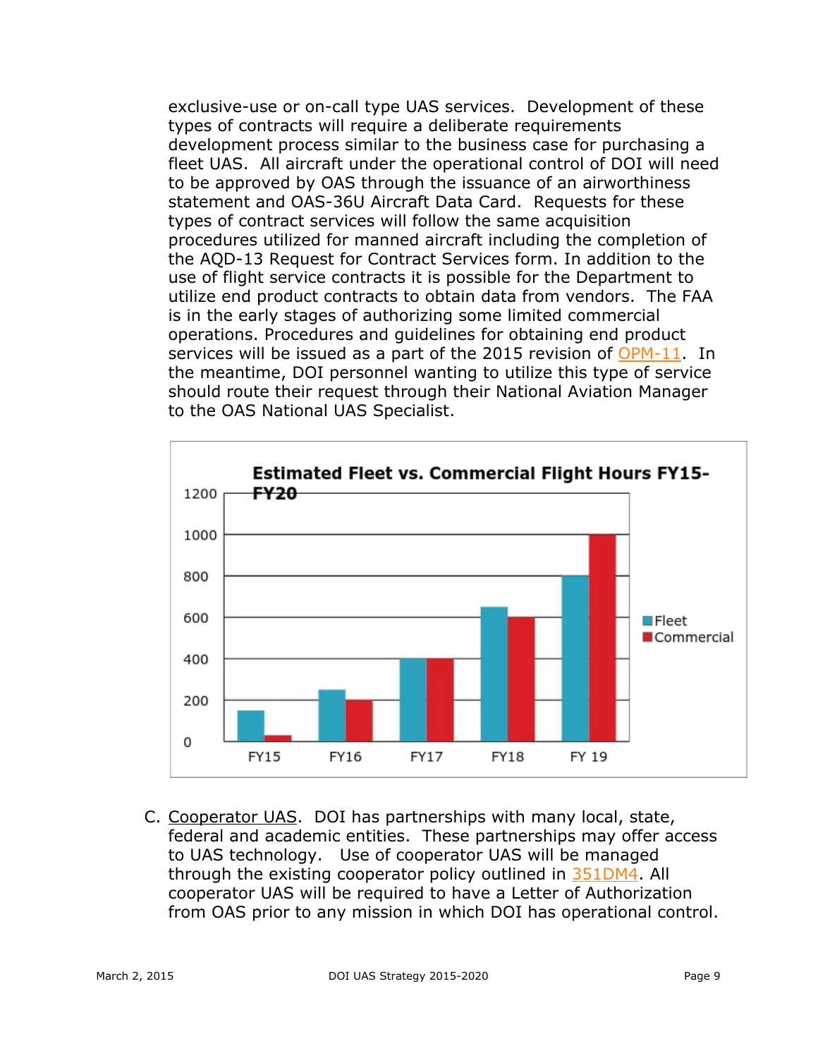exclusive-use or on-call type UAS services. Development of these types of contracts will require a deliberate requirements development process similar to the business case for purchasing a fleet UAS. All aircraft under the operational control of DOI will need to be approved by OAS through the issuance of an airworthiness statement and OAS-36U Aircraft Data Card. Requests for these types of contract services will follow the same acquisition procedures utilized for manned aircraft including the completion of the AQD-13 Request for Contract Services form. In addition to the use of flight service contracts it is possible for the Department to utilize end product contracts to obtain data from vendors. The FAA is in the early stages of authorizing some limited commercial operations. Procedures and guidelines for obtaining end product services will be issued as a part of the 2015 revision of OPM-11. In the meantime, DOI personnel wanting to utilize this type of service should route their request through their National Aviation Manager to the OAS National UAS Specialist.

**Estimated Fleet vs. Commercial Flight Hours FY15-FY20**

| | Fleet | Commercial |
|---|---|---|
| FY15 | 150 | 30 |
| FY16 | 250 | 200 |
| FY17 | 400 | 400 |
| FY18 | 650 | 600 |
| FY 19 | 800 | 1000 |

C. Cooperator UAS. DOI has partnerships with many local, state, federal and academic entities. These partnerships may offer access to UAS technology. Use of cooperator UAS will be managed through the existing cooperator policy outlined in 351DM4. All cooperator UAS will be required to have a Letter of Authorization from OAS prior to any mission in which DOI has operational control.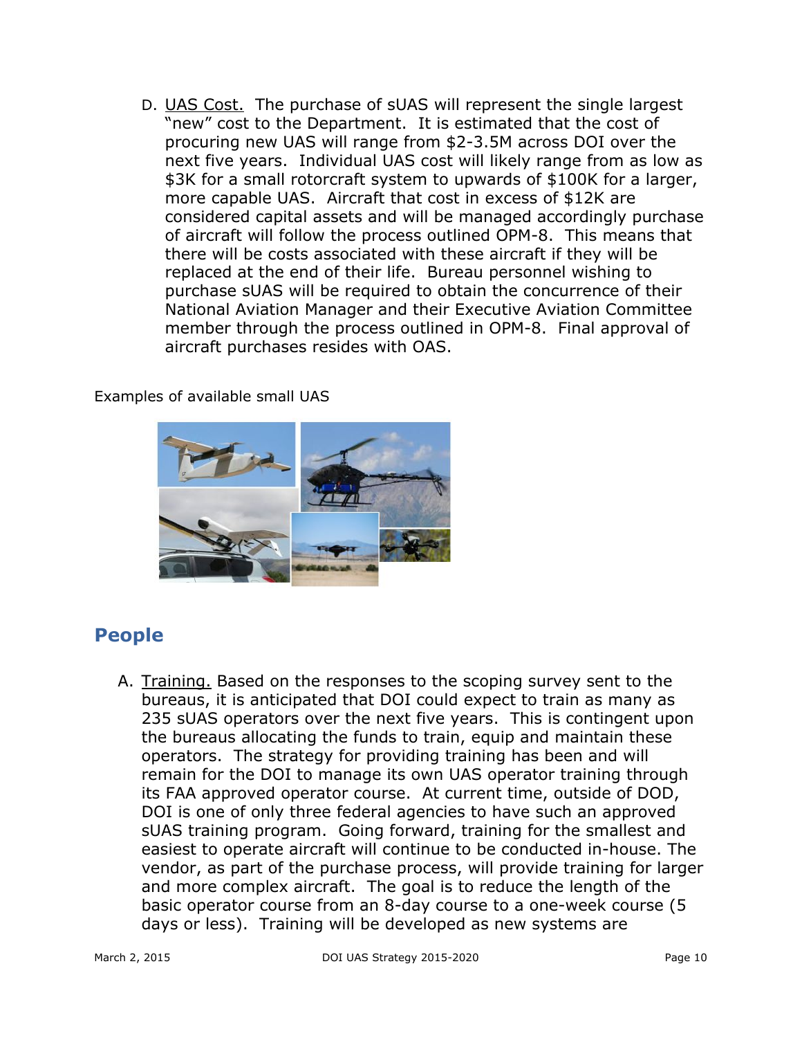D. UAS Cost. The purchase of sUAS will represent the single largest "new" cost to the Department. It is estimated that the cost of procuring new UAS will range from $2-3.5M across DOI over the next five years. Individual UAS cost will likely range from as low as $3K for a small rotorcraft system to upwards of $100K for a larger, more capable UAS. Aircraft that cost in excess of $12K are considered capital assets and will be managed accordingly purchase of aircraft will follow the process outlined OPM-8. This means that there will be costs associated with these aircraft if they will be replaced at the end of their life. Bureau personnel wishing to purchase sUAS will be required to obtain the concurrence of their National Aviation Manager and their Executive Aviation Committee member through the process outlined in OPM-8. Final approval of aircraft purchases resides with OAS.

Examples of available small UAS

## People

A. Training. Based on the responses to the scoping survey sent to the bureaus, it is anticipated that DOI could expect to train as many as 235 sUAS operators over the next five years. This is contingent upon the bureaus allocating the funds to train, equip and maintain these operators. The strategy for providing training has been and will remain for the DOI to manage its own UAS operator training through its FAA approved operator course. At current time, outside of DOD, DOI is one of only three federal agencies to have such an approved sUAS training program. Going forward, training for the smallest and easiest to operate aircraft will continue to be conducted in-house. The vendor, as part of the purchase process, will provide training for larger and more complex aircraft. The goal is to reduce the length of the basic operator course from an 8-day course to a one-week course (5 days or less). Training will be developed as new systems are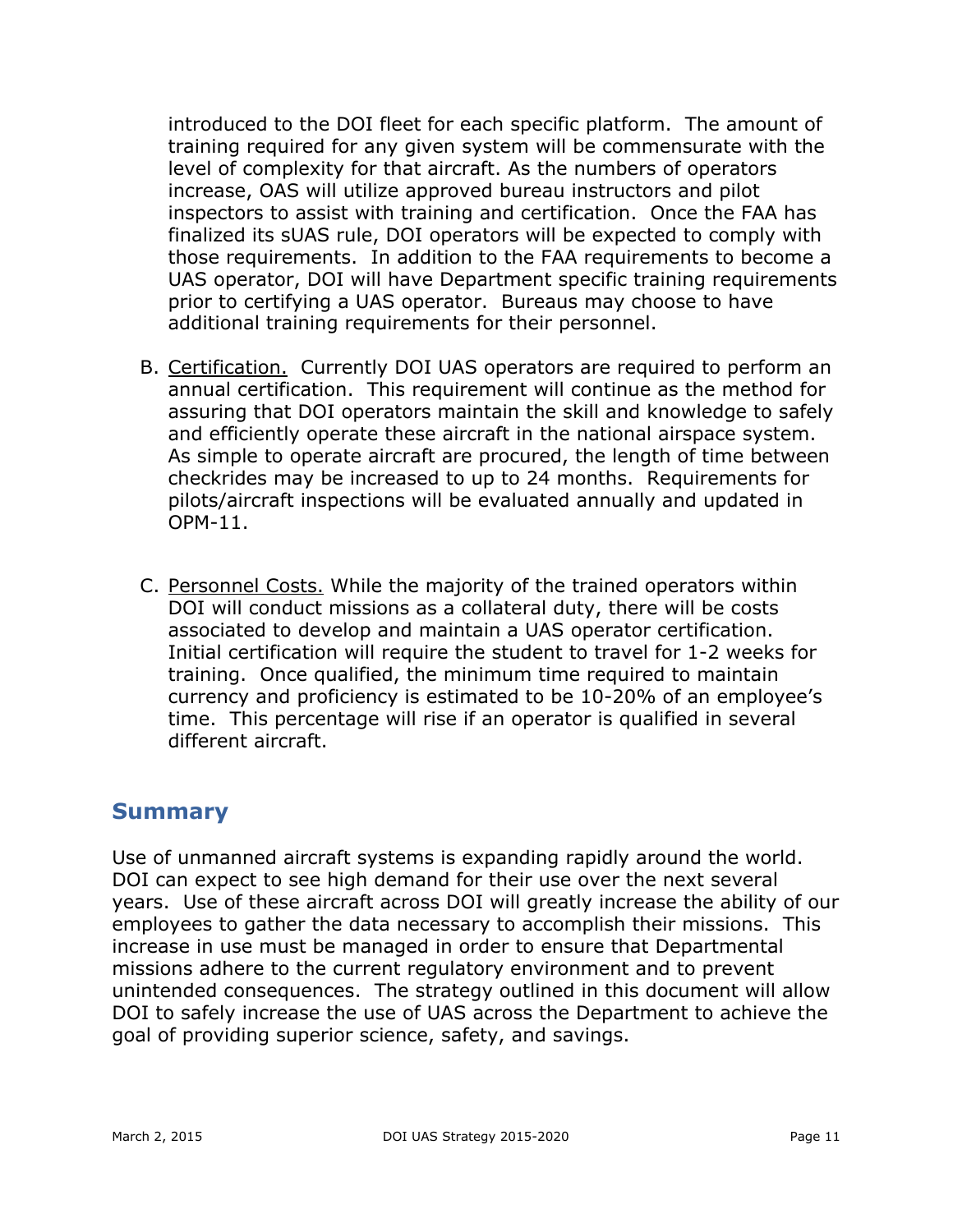introduced to the DOI fleet for each specific platform. The amount of training required for any given system will be commensurate with the level of complexity for that aircraft. As the numbers of operators increase, OAS will utilize approved bureau instructors and pilot inspectors to assist with training and certification. Once the FAA has finalized its sUAS rule, DOI operators will be expected to comply with those requirements. In addition to the FAA requirements to become a UAS operator, DOI will have Department specific training requirements prior to certifying a UAS operator. Bureaus may choose to have additional training requirements for their personnel.

B. Certification. Currently DOI UAS operators are required to perform an annual certification. This requirement will continue as the method for assuring that DOI operators maintain the skill and knowledge to safely and efficiently operate these aircraft in the national airspace system. As simple to operate aircraft are procured, the length of time between checkrides may be increased to up to 24 months. Requirements for pilots/aircraft inspections will be evaluated annually and updated in OPM-11.

C. Personnel Costs. While the majority of the trained operators within DOI will conduct missions as a collateral duty, there will be costs associated to develop and maintain a UAS operator certification. Initial certification will require the student to travel for 1-2 weeks for training. Once qualified, the minimum time required to maintain currency and proficiency is estimated to be 10-20% of an employee's time. This percentage will rise if an operator is qualified in several different aircraft.

## Summary

Use of unmanned aircraft systems is expanding rapidly around the world. DOI can expect to see high demand for their use over the next several years. Use of these aircraft across DOI will greatly increase the ability of our employees to gather the data necessary to accomplish their missions. This increase in use must be managed in order to ensure that Departmental missions adhere to the current regulatory environment and to prevent unintended consequences. The strategy outlined in this document will allow DOI to safely increase the use of UAS across the Department to achieve the goal of providing superior science, safety, and savings.